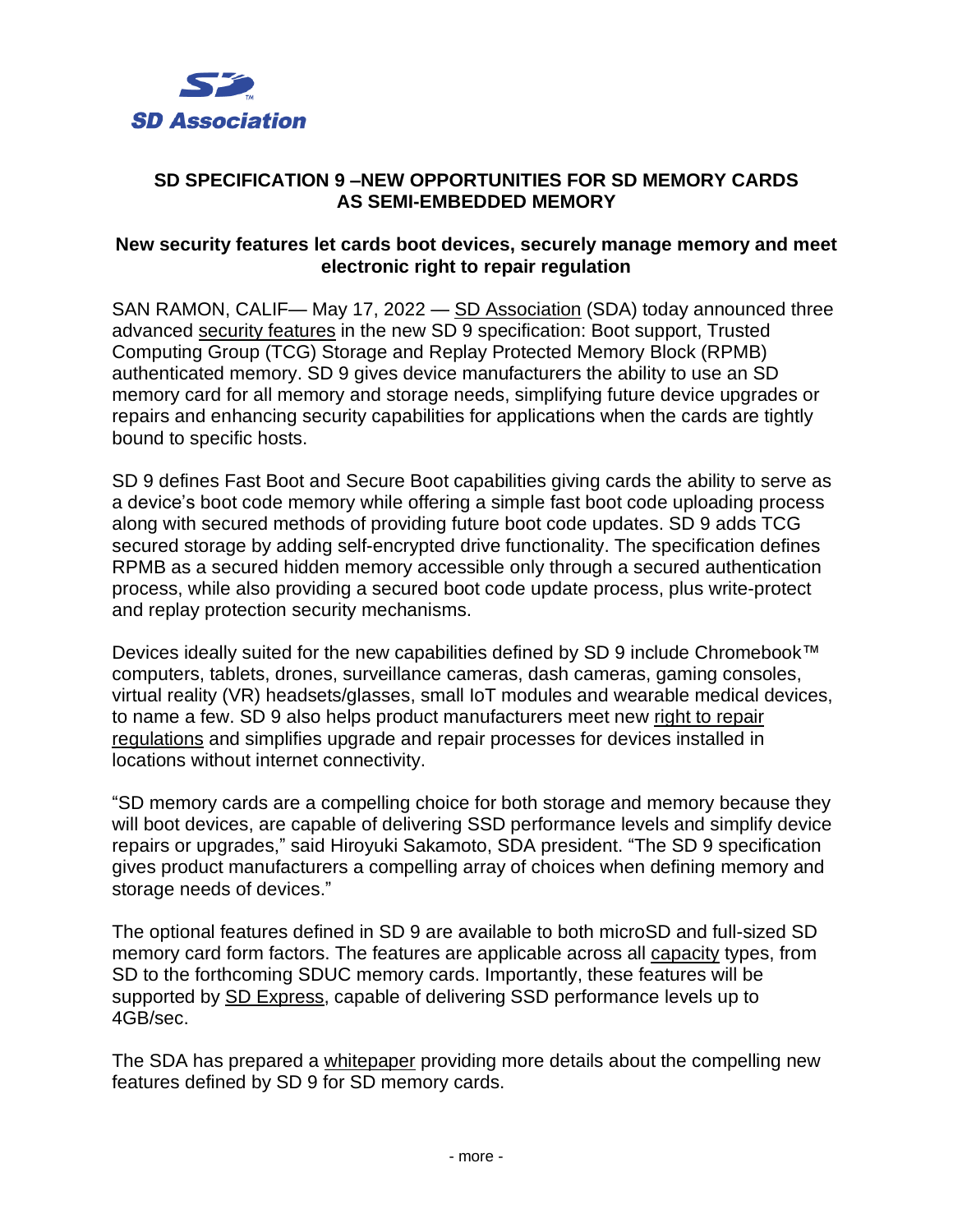# SD SPECIFICATION 9 –NEW OPPORTUNITIES FOR SD MEMORY CARDS AS SEMI-EMBEDDED MEMORY

## New security features let cards boot devices, securely manage memory and meet electronic right to repair regulation

SAN RAMON, CALIF— May 17, 2022 — SD Association (SDA) today announced three advanced security features in the new SD 9 specification: Boot support, Trusted Computing Group (TCG) Storage and Replay Protected Memory Block (RPMB) authenticated memory. SD 9 gives device manufacturers the ability to use an SD memory card for all memory and storage needs, simplifying future device upgrades or repairs and enhancing security capabilities for applications when the cards are tightly bound to specific hosts.

SD 9 defines Fast Boot and Secure Boot capabilities giving cards the ability to serve as a device's boot code memory while offering a simple fast boot code uploading process along with secured methods of providing future boot code updates. SD 9 adds TCG secured storage by adding self-encrypted drive functionality. The specification defines RPMB as a secured hidden memory accessible only through a secured authentication process, while also providing a secured boot code update process, plus write-protect and replay protection security mechanisms.

Devices ideally suited for the new capabilities defined by SD 9 include Chromebook™ computers, tablets, drones, surveillance cameras, dash cameras, gaming consoles, virtual reality (VR) headsets/glasses, small IoT modules and wearable medical devices, to name a few. SD 9 also helps product manufacturers meet new right to repair regulations and simplifies upgrade and repair processes for devices installed in locations without internet connectivity.

"SD memory cards are a compelling choice for both storage and memory because they will boot devices, are capable of delivering SSD performance levels and simplify device repairs or upgrades," said Hiroyuki Sakamoto, SDA president. "The SD 9 specification gives product manufacturers a compelling array of choices when defining memory and storage needs of devices."

The optional features defined in SD 9 are available to both microSD and full-sized SD memory card form factors. The features are applicable across all capacity types, from SD to the forthcoming SDUC memory cards. Importantly, these features will be supported by SD Express, capable of delivering SSD performance levels up to 4GB/sec.

The SDA has prepared a whitepaper providing more details about the compelling new features defined by SD 9 for SD memory cards.

- more -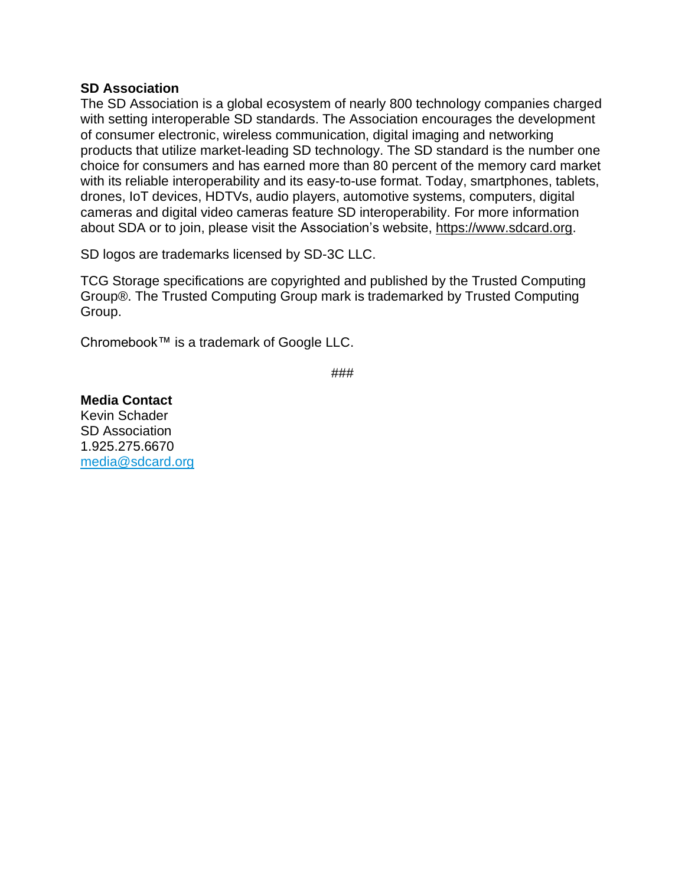**SD Association**

The SD Association is a global ecosystem of nearly 800 technology companies charged with setting interoperable SD standards. The Association encourages the development of consumer electronic, wireless communication, digital imaging and networking products that utilize market-leading SD technology. The SD standard is the number one choice for consumers and has earned more than 80 percent of the memory card market with its reliable interoperability and its easy-to-use format. Today, smartphones, tablets, drones, IoT devices, HDTVs, audio players, automotive systems, computers, digital cameras and digital video cameras feature SD interoperability. For more information about SDA or to join, please visit the Association's website, https://www.sdcard.org.

SD logos are trademarks licensed by SD-3C LLC.

TCG Storage specifications are copyrighted and published by the Trusted Computing Group®. The Trusted Computing Group mark is trademarked by Trusted Computing Group.

Chromebook™ is a trademark of Google LLC.

###

**Media Contact**
Kevin Schader
SD Association
1.925.275.6670
media@sdcard.org